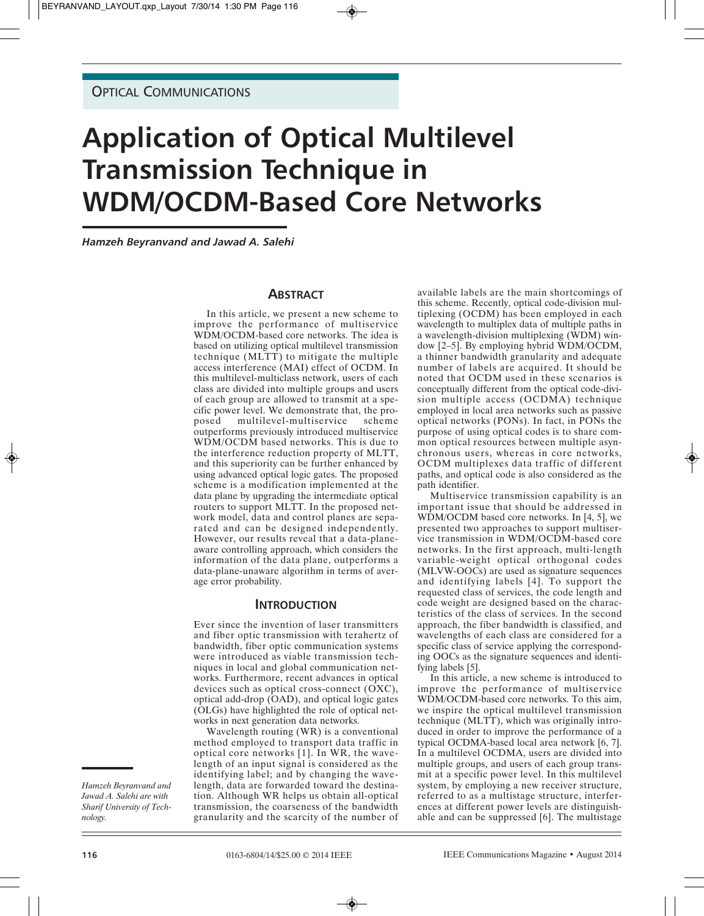OPTICAL COMMUNICATIONS

# Application of Optical Multilevel Transmission Technique in WDM/OCDM-Based Core Networks

*Hamzeh Beyranvand and Jawad A. Salehi*

*Hamzeh Beyranvand and Jawad A. Salehi are with Sharif University of Technology.*

## ABSTRACT

In this article, we present a new scheme to improve the performance of multiservice WDM/OCDM-based core networks. The idea is based on utilizing optical multilevel transmission technique (MLTT) to mitigate the multiple access interference (MAI) effect of OCDM. In this multilevel-multiclass network, users of each class are divided into multiple groups and users of each group are allowed to transmit at a specific power level. We demonstrate that, the proposed multilevel-multiservice scheme outperforms previously introduced multiservice WDM/OCDM based networks. This is due to the interference reduction property of MLTT, and this superiority can be further enhanced by using advanced optical logic gates. The proposed scheme is a modification implemented at the data plane by upgrading the intermediate optical routers to support MLTT. In the proposed network model, data and control planes are separated and can be designed independently. However, our results reveal that a data-plane-aware controlling approach, which considers the information of the data plane, outperforms a data-plane-unaware algorithm in terms of average error probability.

## INTRODUCTION

Ever since the invention of laser transmitters and fiber optic transmission with terahertz of bandwidth, fiber optic communication systems were introduced as viable transmission techniques in local and global communication networks. Furthermore, recent advances in optical devices such as optical cross-connect (OXC), optical add-drop (OAD), and optical logic gates (OLGs) have highlighted the role of optical networks in next generation data networks.

Wavelength routing (WR) is a conventional method employed to transport data traffic in optical core networks [1]. In WR, the wavelength of an input signal is considered as the identifying label; and by changing the wavelength, data are forwarded toward the destination. Although WR helps us obtain all-optical transmission, the coarseness of the bandwidth granularity and the scarcity of the number of available labels are the main shortcomings of this scheme. Recently, optical code-division multiplexing (OCDM) has been employed in each wavelength to multiplex data of multiple paths in a wavelength-division multiplexing (WDM) window [2–5]. By employing hybrid WDM/OCDM, a thinner bandwidth granularity and adequate number of labels are acquired. It should be noted that OCDM used in these scenarios is conceptually different from the optical code-division multiple access (OCDMA) technique employed in local area networks such as passive optical networks (PONs). In fact, in PONs the purpose of using optical codes is to share common optical resources between multiple asynchronous users, whereas in core networks, OCDM multiplexes data traffic of different paths, and optical code is also considered as the path identifier.

Multiservice transmission capability is an important issue that should be addressed in WDM/OCDM based core networks. In [4, 5], we presented two approaches to support multiservice transmission in WDM/OCDM-based core networks. In the first approach, multi-length variable-weight optical orthogonal codes (MLVW-OOCs) are used as signature sequences and identifying labels [4]. To support the requested class of services, the code length and code weight are designed based on the characteristics of the class of services. In the second approach, the fiber bandwidth is classified, and wavelengths of each class are considered for a specific class of service applying the corresponding OOCs as the signature sequences and identifying labels [5].

In this article, a new scheme is introduced to improve the performance of multiservice WDM/OCDM-based core networks. To this aim, we inspire the optical multilevel transmission technique (MLTT), which was originally introduced in order to improve the performance of a typical OCDMA-based local area network [6, 7]. In a multilevel OCDMA, users are divided into multiple groups, and users of each group transmit at a specific power level. In this multilevel system, by employing a new receiver structure, referred to as a multistage structure, interferences at different power levels are distinguishable and can be suppressed [6]. The multistage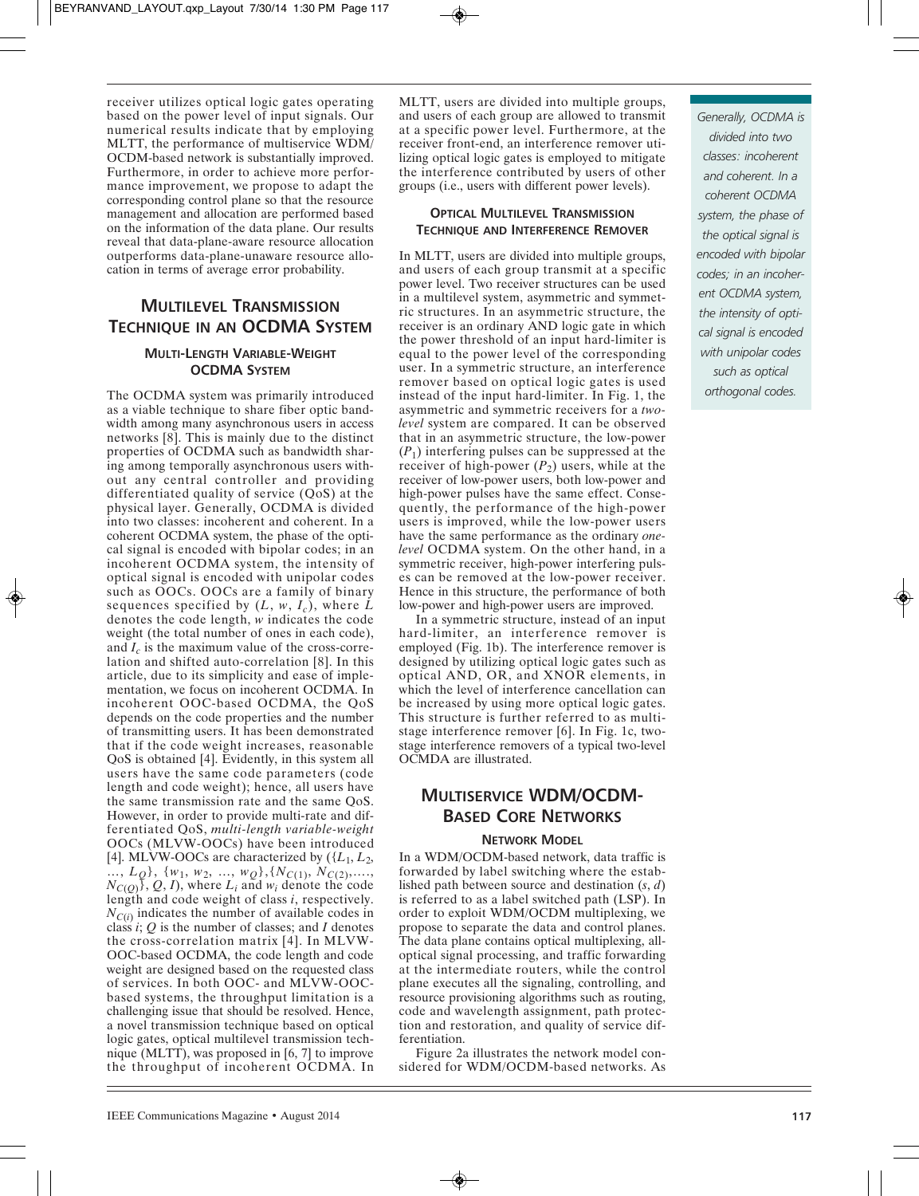receiver utilizes optical logic gates operating based on the power level of input signals. Our numerical results indicate that by employing MLTT, the performance of multiservice WDM/OCDM-based network is substantially improved. Furthermore, in order to achieve more performance improvement, we propose to adapt the corresponding control plane so that the resource management and allocation are performed based on the information of the data plane. Our results reveal that data-plane-aware resource allocation outperforms data-plane-unaware resource allocation in terms of average error probability.

## Multilevel Transmission Technique in an OCDMA System

### Multi-Length Variable-Weight OCDMA System

The OCDMA system was primarily introduced as a viable technique to share fiber optic bandwidth among many asynchronous users in access networks [8]. This is mainly due to the distinct properties of OCDMA such as bandwidth sharing among temporally asynchronous users without any central controller and providing differentiated quality of service (QoS) at the physical layer. Generally, OCDMA is divided into two classes: incoherent and coherent. In a coherent OCDMA system, the phase of the optical signal is encoded with bipolar codes; in an incoherent OCDMA system, the intensity of optical signal is encoded with unipolar codes such as OOCs. OOCs are a family of binary sequences specified by ($L$, $w$, $I_c$), where $L$ denotes the code length, $w$ indicates the code weight (the total number of ones in each code), and $I_c$ is the maximum value of the cross-correlation and shifted auto-correlation [8]. In this article, due to its simplicity and ease of implementation, we focus on incoherent OCDMA. In incoherent OOC-based OCDMA, the QoS depends on the code properties and the number of transmitting users. It has been demonstrated that if the code weight increases, reasonable QoS is obtained [4]. Evidently, in this system all users have the same code parameters (code length and code weight); hence, all users have the same transmission rate and the same QoS. However, in order to provide multi-rate and differentiated QoS, *multi-length variable-weight* OOCs (MLVW-OOCs) have been introduced [4]. MLVW-OOCs are characterized by ($\{L_1, L_2, \ldots, L_Q\}$, $\{w_1, w_2, \ldots, w_Q\}$, $\{N_{C(1)}, N_{C(2)}, \ldots, N_{C(Q)}\}$, $Q$, $I$), where $L_i$ and $w_i$ denote the code length and code weight of class $i$, respectively. $N_{C(i)}$ indicates the number of available codes in class $i$; $Q$ is the number of classes; and $I$ denotes the cross-correlation matrix [4]. In MLVW-OOC-based OCDMA, the code length and code weight are designed based on the requested class of services. In both OOC- and MLVW-OOC-based systems, the throughput limitation is a challenging issue that should be resolved. Hence, a novel transmission technique based on optical logic gates, optical multilevel transmission technique (MLTT), was proposed in [6, 7] to improve the throughput of incoherent OCDMA. In MLTT, users are divided into multiple groups, and users of each group are allowed to transmit at a specific power level. Furthermore, at the receiver front-end, an interference remover utilizing optical logic gates is employed to mitigate the interference contributed by users of other groups (i.e., users with different power levels).

### Optical Multilevel Transmission Technique and Interference Remover

In MLTT, users are divided into multiple groups, and users of each group transmit at a specific power level. Two receiver structures can be used in a multilevel system, asymmetric and symmetric structures. In an asymmetric structure, the receiver is an ordinary AND logic gate in which the power threshold of an input hard-limiter is equal to the power level of the corresponding user. In a symmetric structure, an interference remover based on optical logic gates is used instead of the input hard-limiter. In Fig. 1, the asymmetric and symmetric receivers for a *two-level* system are compared. It can be observed that in an asymmetric structure, the low-power ($P_1$) interfering pulses can be suppressed at the receiver of high-power ($P_2$) users, while at the receiver of low-power users, both low-power and high-power pulses have the same effect. Consequently, the performance of the high-power users is improved, while the low-power users have the same performance as the ordinary *one-level* OCDMA system. On the other hand, in a symmetric receiver, high-power interfering pulses can be removed at the low-power receiver. Hence in this structure, the performance of both low-power and high-power users are improved.

In a symmetric structure, instead of an input hard-limiter, an interference remover is employed (Fig. 1b). The interference remover is designed by utilizing optical logic gates such as optical AND, OR, and XNOR elements, in which the level of interference cancellation can be increased by using more optical logic gates. This structure is further referred to as multistage interference remover [6]. In Fig. 1c, two-stage interference removers of a typical two-level OCMDA are illustrated.

## Multiservice WDM/OCDM-Based Core Networks

### Network Model

In a WDM/OCDM-based network, data traffic is forwarded by label switching where the established path between source and destination ($s$, $d$) is referred to as a label switched path (LSP). In order to exploit WDM/OCDM multiplexing, we propose to separate the data and control planes. The data plane contains optical multiplexing, all-optical signal processing, and traffic forwarding at the intermediate routers, while the control plane executes all the signaling, controlling, and resource provisioning algorithms such as routing, code and wavelength assignment, path protection and restoration, and quality of service differentiation.

Figure 2a illustrates the network model considered for WDM/OCDM-based networks. As

*Generally, OCDMA is divided into two classes: incoherent and coherent. In a coherent OCDMA system, the phase of the optical signal is encoded with bipolar codes; in an incoherent OCDMA system, the intensity of optical signal is encoded with unipolar codes such as optical orthogonal codes.*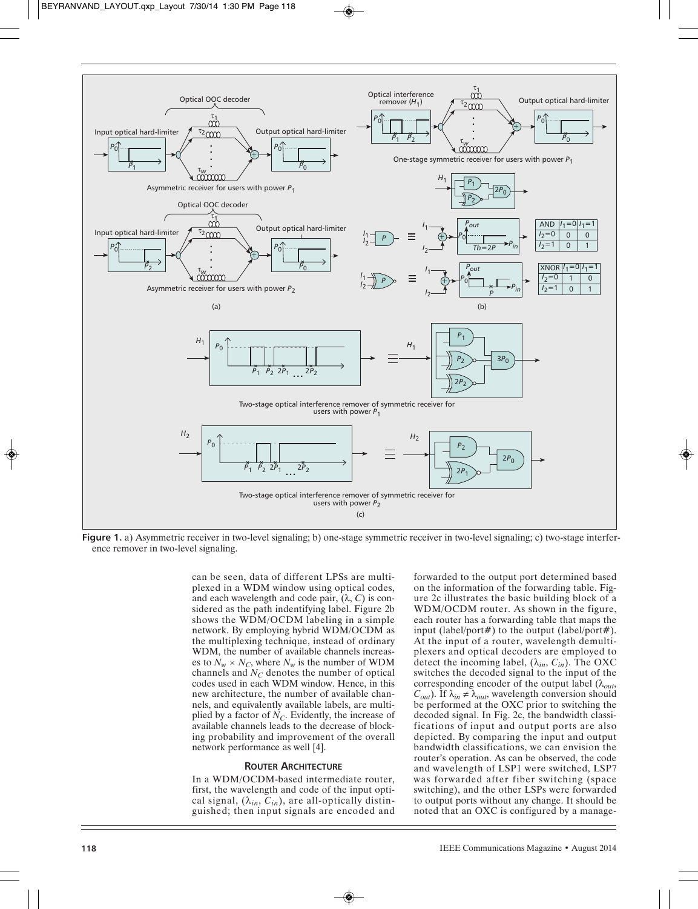Figure 1. a) Asymmetric receiver in two-level signaling; b) one-stage symmetric receiver in two-level signaling; c) two-stage interference remover in two-level signaling.

can be seen, data of different LPSs are multiplexed in a WDM window using optical codes, and each wavelength and code pair, ($\lambda$, $C$) is considered as the path indentifying label. Figure 2b shows the WDM/OCDM labeling in a simple network. By employing hybrid WDM/OCDM as the multiplexing technique, instead of ordinary WDM, the number of available channels increases to $N_w \times N_C$, where $N_w$ is the number of WDM channels and $N_C$ denotes the number of optical codes used in each WDM window. Hence, in this new architecture, the number of available channels, and equivalently available labels, are multiplied by a factor of $N_C$. Evidently, the increase of available channels leads to the decrease of blocking probability and improvement of the overall network performance as well [4].

## Router Architecture

In a WDM/OCDM-based intermediate router, first, the wavelength and code of the input optical signal, ($\lambda_{in}$, $C_{in}$), are all-optically distinguished; then input signals are encoded and forwarded to the output port determined based on the information of the forwarding table. Figure 2c illustrates the basic building block of a WDM/OCDM router. As shown in the figure, each router has a forwarding table that maps the input (label/port#) to the output (label/port#). At the input of a router, wavelength demultiplexers and optical decoders are employed to detect the incoming label, ($\lambda_{in}$, $C_{in}$). The OXC switches the decoded signal to the input of the corresponding encoder of the output label ($\lambda_{out}$, $C_{out}$). If $\lambda_{in} \neq \lambda_{out}$, wavelength conversion should be performed at the OXC prior to switching the decoded signal. In Fig. 2c, the bandwidth classifications of input and output ports are also depicted. By comparing the input and output bandwidth classifications, we can envision the router's operation. As can be observed, the code and wavelength of LSP1 were switched, LSP7 was forwarded after fiber switching (space switching), and the other LSPs were forwarded to output ports without any change. It should be noted that an OXC is configured by a manage-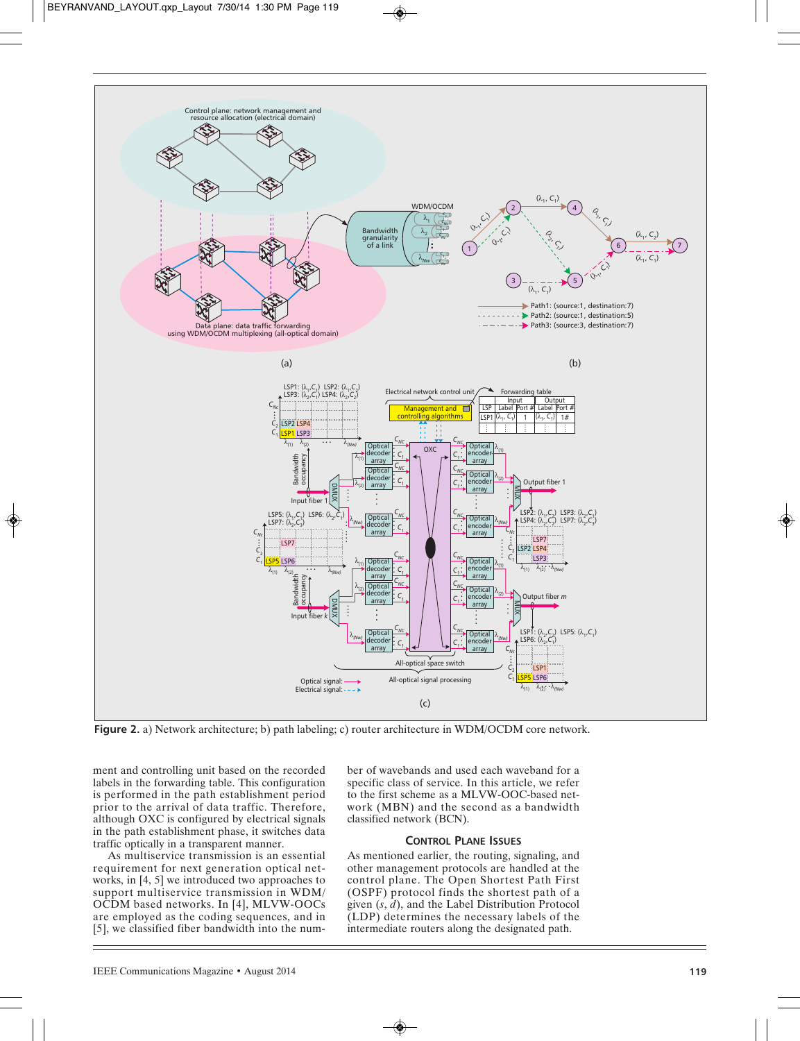Figure 2. a) Network architecture; b) path labeling; c) router architecture in WDM/OCDM core network.

ment and controlling unit based on the recorded labels in the forwarding table. This configuration is performed in the path establishment period prior to the arrival of data traffic. Therefore, although OXC is configured by electrical signals in the path establishment phase, it switches data traffic optically in a transparent manner.

As multiservice transmission is an essential requirement for next generation optical networks, in [4, 5] we introduced two approaches to support multiservice transmission in WDM/OCDM based networks. In [4], MLVW-OOCs are employed as the coding sequences, and in [5], we classified fiber bandwidth into the number of wavebands and used each waveband for a specific class of service. In this article, we refer to the first scheme as a MLVW-OOC-based network (MBN) and the second as a bandwidth classified network (BCN).

## Control Plane Issues

As mentioned earlier, the routing, signaling, and other management protocols are handled at the control plane. The Open Shortest Path First (OSPF) protocol finds the shortest path of a given ($s$, $d$), and the Label Distribution Protocol (LDP) determines the necessary labels of the intermediate routers along the designated path.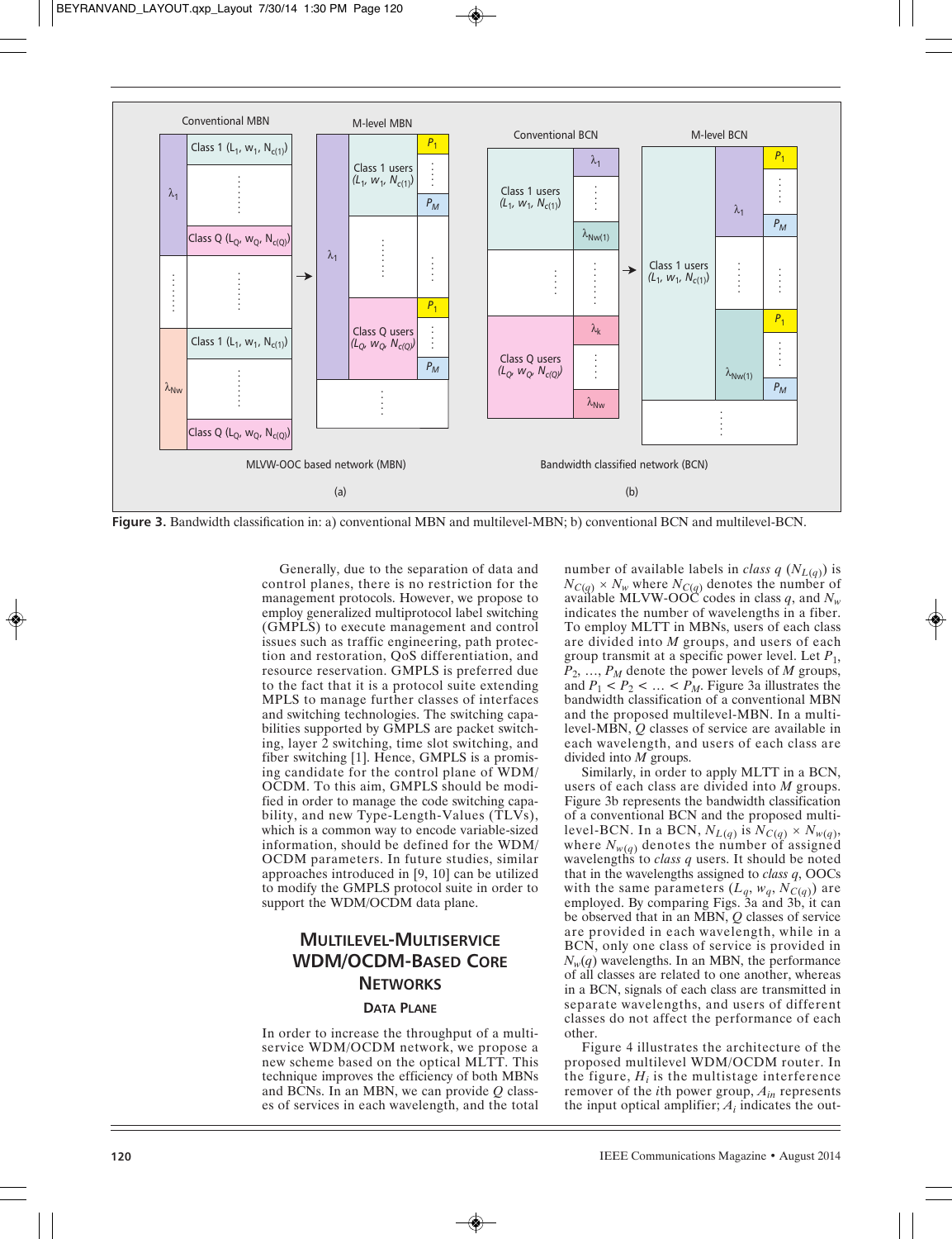Figure 3. Bandwidth classification in: a) conventional MBN and multilevel-MBN; b) conventional BCN and multilevel-BCN.

Generally, due to the separation of data and control planes, there is no restriction for the management protocols. However, we propose to employ generalized multiprotocol label switching (GMPLS) to execute management and control issues such as traffic engineering, path protection and restoration, QoS differentiation, and resource reservation. GMPLS is preferred due to the fact that it is a protocol suite extending MPLS to manage further classes of interfaces and switching technologies. The switching capabilities supported by GMPLS are packet switching, layer 2 switching, time slot switching, and fiber switching [1]. Hence, GMPLS is a promising candidate for the control plane of WDM/OCDM. To this aim, GMPLS should be modified in order to manage the code switching capability, and new Type-Length-Values (TLVs), which is a common way to encode variable-sized information, should be defined for the WDM/OCDM parameters. In future studies, similar approaches introduced in [9, 10] can be utilized to modify the GMPLS protocol suite in order to support the WDM/OCDM data plane.

## Multilevel-Multiservice WDM/OCDM-Based Core Networks

### Data Plane

In order to increase the throughput of a multiservice WDM/OCDM network, we propose a new scheme based on the optical MLTT. This technique improves the efficiency of both MBNs and BCNs. In an MBN, we can provide $Q$ classes of services in each wavelength, and the total number of available labels in *class* $q$ ($N_{L(q)}$) is $N_{C(q)} \times N_w$ where $N_{C(q)}$ denotes the number of available MLVW-OOC codes in class $q$, and $N_w$ indicates the number of wavelengths in a fiber. To employ MLTT in MBNs, users of each class are divided into $M$ groups, and users of each group transmit at a specific power level. Let $P_1$, $P_2$, …, $P_M$ denote the power levels of $M$ groups, and $P_1 < P_2 < … < P_M$. Figure 3a illustrates the bandwidth classification of a conventional MBN and the proposed multilevel-MBN. In a multilevel-MBN, $Q$ classes of service are available in each wavelength, and users of each class are divided into $M$ groups.

Similarly, in order to apply MLTT in a BCN, users of each class are divided into $M$ groups. Figure 3b represents the bandwidth classification of a conventional BCN and the proposed multilevel-BCN. In a BCN, $N_{L(q)}$ is $N_{C(q)} \times N_{w(q)}$, where $N_{w(q)}$ denotes the number of assigned wavelengths to *class q* users. It should be noted that in the wavelengths assigned to *class q*, OOCs with the same parameters ($L_q$, $w_q$, $N_{C(q)}$) are employed. By comparing Figs. 3a and 3b, it can be observed that in an MBN, $Q$ classes of service are provided in each wavelength, while in a BCN, only one class of service is provided in $N_w(q)$ wavelengths. In an MBN, the performance of all classes are related to one another, whereas in a BCN, signals of each class are transmitted in separate wavelengths, and users of different classes do not affect the performance of each other.

Figure 4 illustrates the architecture of the proposed multilevel WDM/OCDM router. In the figure, $H_i$ is the multistage interference remover of the $i$th power group, $A_{in}$ represents the input optical amplifier; $A_i$ indicates the out-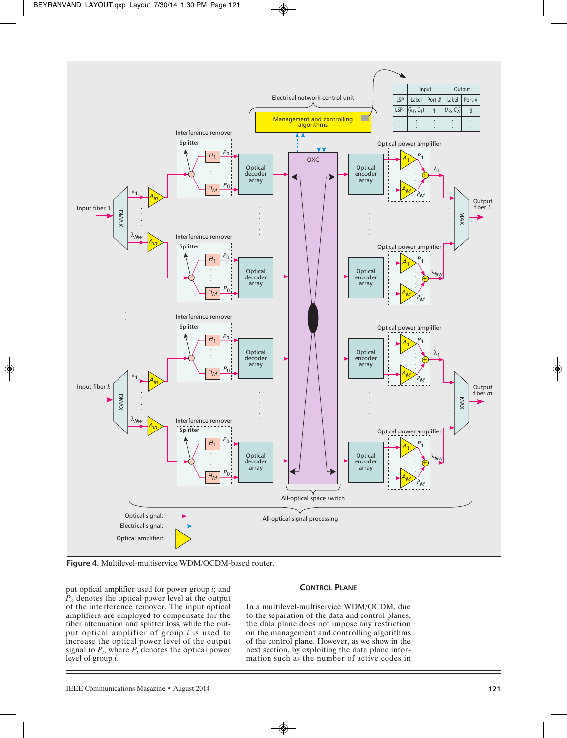**Figure 4.** Multilevel-multiservice WDM/OCDM-based router.

put optical amplifier used for power group $i$; and $P_o$ denotes the optical power level at the output of the interference remover. The input optical amplifiers are employed to compensate for the fiber attenuation and splitter loss, while the output optical amplifier of group $i$ is used to increase the optical power level of the output signal to $P_i$, where $P_i$ denotes the optical power level of group $i$.

## Control Plane

In a multilevel-multiservice WDM/OCDM, due to the separation of the data and control planes, the data plane does not impose any restriction on the management and controlling algorithms of the control plane. However, as we show in the next section, by exploiting the data plane information such as the number of active codes in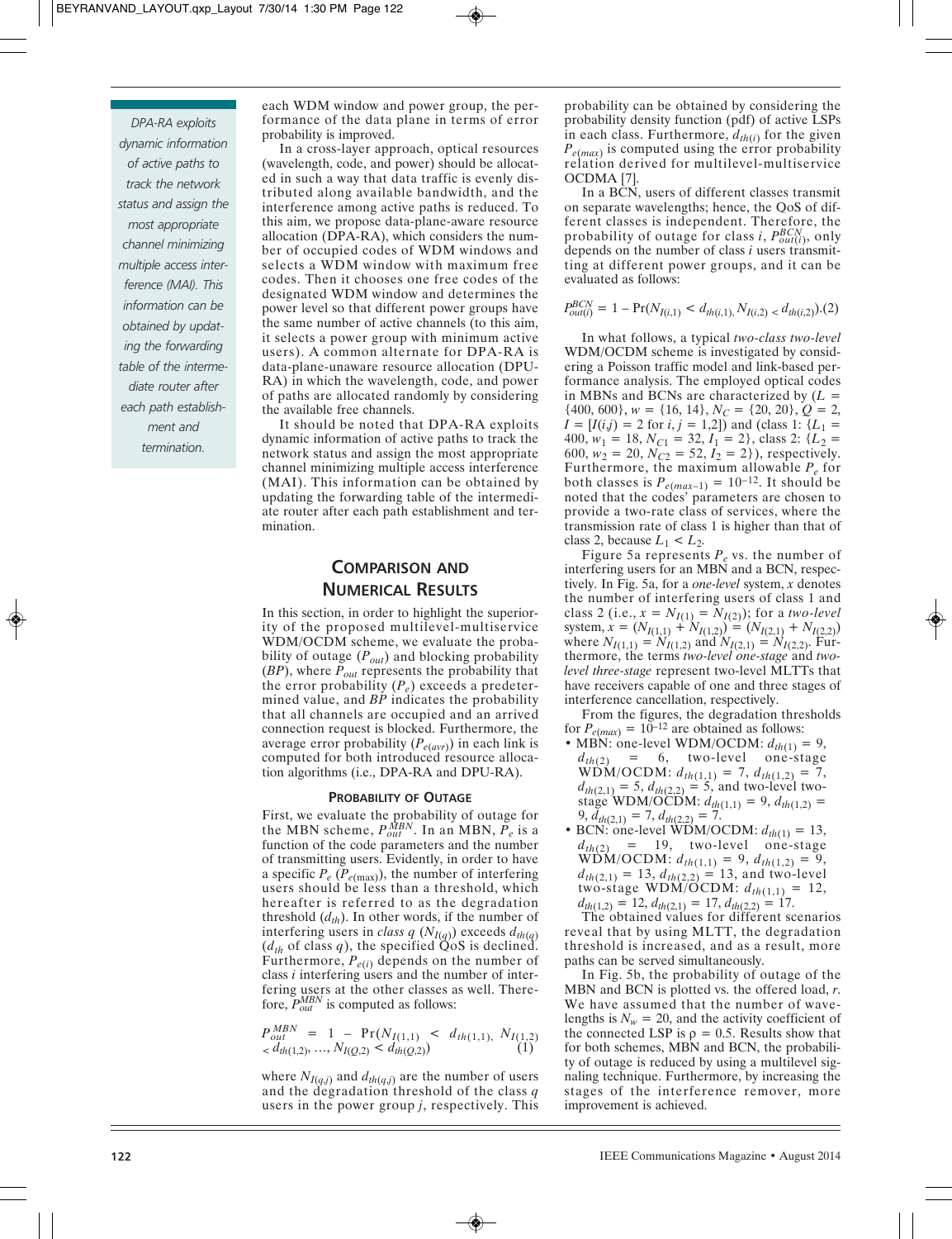> *DPA-RA exploits dynamic information of active paths to track the network status and assign the most appropriate channel minimizing multiple access interference (MAI). This information can be obtained by updating the forwarding table of the intermediate router after each path establishment and termination.*

each WDM window and power group, the performance of the data plane in terms of error probability is improved.

In a cross-layer approach, optical resources (wavelength, code, and power) should be allocated in such a way that data traffic is evenly distributed along available bandwidth, and the interference among active paths is reduced. To this aim, we propose data-plane-aware resource allocation (DPA-RA), which considers the number of occupied codes of WDM windows and selects a WDM window with maximum free codes. Then it chooses one free codes of the designated WDM window and determines the power level so that different power groups have the same number of active channels (to this aim, it selects a power group with minimum active users). A common alternate for DPA-RA is data-plane-unaware resource allocation (DPU-RA) in which the wavelength, code, and power of paths are allocated randomly by considering the available free channels.

It should be noted that DPA-RA exploits dynamic information of active paths to track the network status and assign the most appropriate channel minimizing multiple access interference (MAI). This information can be obtained by updating the forwarding table of the intermediate router after each path establishment and termination.

## Comparison and Numerical Results

In this section, in order to highlight the superiority of the proposed multilevel-multiservice WDM/OCDM scheme, we evaluate the probability of outage ($P_{out}$) and blocking probability ($BP$), where $P_{out}$ represents the probability that the error probability ($P_e$) exceeds a predetermined value, and $BP$ indicates the probability that all channels are occupied and an arrived connection request is blocked. Furthermore, the average error probability ($P_{e(avr)}$) in each link is computed for both introduced resource allocation algorithms (i.e., DPA-RA and DPU-RA).

### Probability of Outage

First, we evaluate the probability of outage for the MBN scheme, $P_{out}^{MBN}$. In an MBN, $P_e$ is a function of the code parameters and the number of transmitting users. Evidently, in order to have a specific $P_e$ ($P_{e(\max)}$), the number of interfering users should be less than a threshold, which hereafter is referred to as the degradation threshold ($d_{th}$). In other words, if the number of interfering users in *class q* ($N_{I(q)}$) exceeds $d_{th(q)}$ ($d_{th}$ of class $q$), the specified QoS is declined. Furthermore, $P_{e(i)}$ depends on the number of class $i$ interfering users and the number of interfering users at the other classes as well. Therefore, $P_{out}^{MBN}$ is computed as follows:

$$P_{out}^{MBN} = 1 - \Pr(N_{I(1,1)} < d_{th(1,1)}, N_{I(1,2)} < d_{th(1,2)}, \ldots, N_{I(Q,2)} < d_{th(Q,2)}) \quad (1)$$

where $N_{I(q,j)}$ and $d_{th(q,j)}$ are the number of users and the degradation threshold of the class $q$ users in the power group $j$, respectively. This probability can be obtained by considering the probability density function (pdf) of active LSPs in each class. Furthermore, $d_{th(i)}$ for the given $P_{e(max)}$ is computed using the error probability relation derived for multilevel-multiservice OCDMA [7].

In a BCN, users of different classes transmit on separate wavelengths; hence, the QoS of different classes is independent. Therefore, the probability of outage for class $i$, $P_{out(i)}^{BCN}$, only depends on the number of class $i$ users transmitting at different power groups, and it can be evaluated as follows:

$$P_{out(i)}^{BCN} = 1 - \Pr(N_{I(i,1)} < d_{th(i,1)}, N_{I(i,2)} < d_{th(i,2)}). \quad (2)$$

In what follows, a typical *two-class two-level* WDM/OCDM scheme is investigated by considering a Poisson traffic model and link-based performance analysis. The employed optical codes in MBNs and BCNs are characterized by ($L$ = {400, 600}, $w$ = {16, 14}, $N_C$ = {20, 20}, $Q$ = 2, $I = [I(i,j) = 2$ for $i, j = 1,2]$) and (class 1: {$L_1$ = 400, $w_1$ = 18, $N_{C1}$ = 32, $I_1$ = 2}, class 2: {$L_2$ = 600, $w_2$ = 20, $N_{C2}$ = 52, $I_2$ = 2}), respectively. Furthermore, the maximum allowable $P_e$ for both classes is $P_{e(max-1)} = 10^{-12}$. It should be noted that the codes' parameters are chosen to provide a two-rate class of services, where the transmission rate of class 1 is higher than that of class 2, because $L_1 < L_2$.

Figure 5a represents $P_e$ vs. the number of interfering users for an MBN and a BCN, respectively. In Fig. 5a, for a *one-level* system, $x$ denotes the number of interfering users of class 1 and class 2 (i.e., $x = N_{I(1)} = N_{I(2)}$); for a *two-level* system, $x = (N_{I(1,1)} + N_{I(1,2)}) = (N_{I(2,1)} + N_{I(2,2)})$ where $N_{I(1,1)} = N_{I(1,2)}$ and $N_{I(2,1)} = N_{I(2,2)}$. Furthermore, the terms *two-level one-stage* and *two-level three-stage* represent two-level MLTTs that have receivers capable of one and three stages of interference cancellation, respectively.

From the figures, the degradation thresholds for $P_{e(max)} = 10^{-12}$ are obtained as follows:

- MBN: one-level WDM/OCDM: $d_{th(1)}$ = 9, $d_{th(2)}$ = 6, two-level one-stage WDM/OCDM: $d_{th(1,1)}$ = 7, $d_{th(1,2)}$ = 7, $d_{th(2,1)}$ = 5, $d_{th(2,2)}$ = 5, and two-level two-stage WDM/OCDM: $d_{th(1,1)}$ = 9, $d_{th(1,2)}$ = 9, $d_{th(2,1)}$ = 7, $d_{th(2,2)}$ = 7.
- BCN: one-level WDM/OCDM: $d_{th(1)}$ = 13, $d_{th(2)}$ = 19, two-level one-stage WDM/OCDM: $d_{th(1,1)}$ = 9, $d_{th(1,2)}$ = 9, $d_{th(2,1)}$ = 13, $d_{th(2,2)}$ = 13, and two-level two-stage WDM/OCDM: $d_{th(1,1)}$ = 12, $d_{th(1,2)}$ = 12, $d_{th(2,1)}$ = 17, $d_{th(2,2)}$ = 17.

The obtained values for different scenarios reveal that by using MLTT, the degradation threshold is increased, and as a result, more paths can be served simultaneously.

In Fig. 5b, the probability of outage of the MBN and BCN is plotted vs. the offered load, $r$. We have assumed that the number of wavelengths is $N_w$ = 20, and the activity coefficient of the connected LSP is $\rho$ = 0.5. Results show that for both schemes, MBN and BCN, the probability of outage is reduced by using a multilevel signaling technique. Furthermore, by increasing the stages of the interference remover, more improvement is achieved.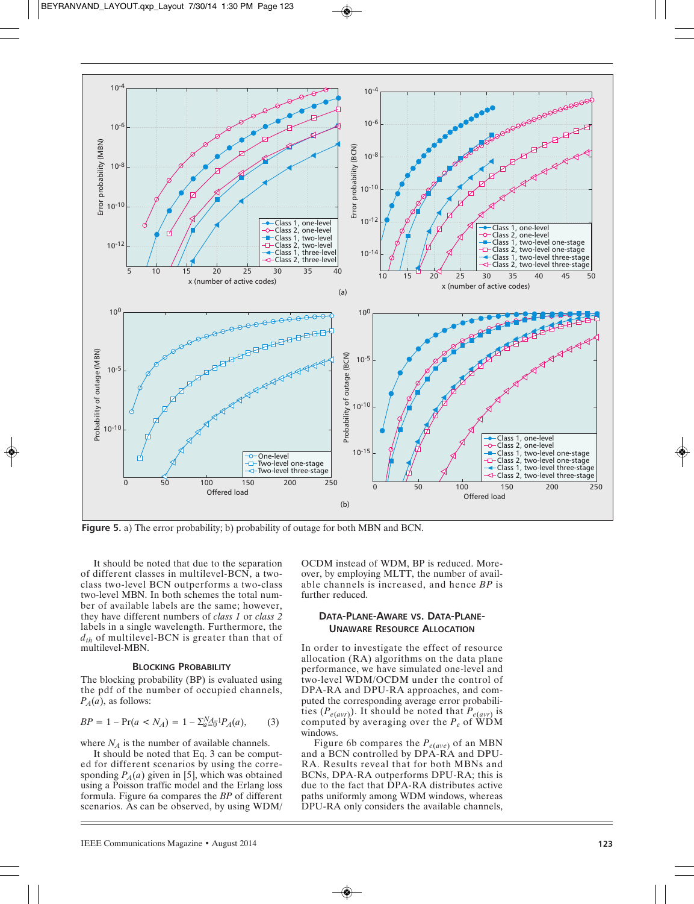**Figure 5.** a) The error probability; b) probability of outage for both MBN and BCN.

It should be noted that due to the separation of different classes in multilevel-BCN, a two-class two-level BCN outperforms a two-class two-level MBN. In both schemes the total number of available labels are the same; however, they have different numbers of *class 1* or *class 2* labels in a single wavelength. Furthermore, the $d_{th}$ of multilevel-BCN is greater than that of multilevel-MBN.

### Blocking Probability

The blocking probability (BP) is evaluated using the pdf of the number of occupied channels, $P_A(a)$, as follows:

$$BP = 1 - \Pr(a < N_A) = 1 - \Sigma_{a=0}^{N_A-1} P_A(a), \qquad (3)$$

where $N_A$ is the number of available channels.

It should be noted that Eq. 3 can be computed for different scenarios by using the corresponding $P_A(a)$ given in [5], which was obtained using a Poisson traffic model and the Erlang loss formula. Figure 6a compares the *BP* of different scenarios. As can be observed, by using WDM/OCDM instead of WDM, BP is reduced. Moreover, by employing MLTT, the number of available channels is increased, and hence *BP* is further reduced.

### Data-Plane-Aware vs. Data-Plane-Unaware Resource Allocation

In order to investigate the effect of resource allocation (RA) algorithms on the data plane performance, we have simulated one-level and two-level WDM/OCDM under the control of DPA-RA and DPU-RA approaches, and computed the corresponding average error probabilities ($P_{e(avr)}$). It should be noted that $P_{e(avr)}$ is computed by averaging over the $P_e$ of WDM windows.

Figure 6b compares the $P_{e(ave)}$ of an MBN and a BCN controlled by DPA-RA and DPU-RA. Results reveal that for both MBNs and BCNs, DPA-RA outperforms DPU-RA; this is due to the fact that DPA-RA distributes active paths uniformly among WDM windows, whereas DPU-RA only considers the available channels,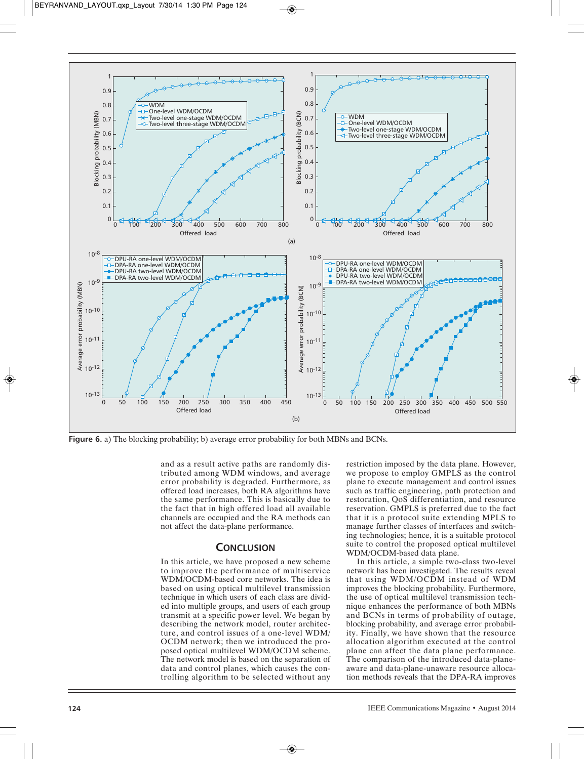(a)

Blocking probability (MBN)

Offered load

- WDM
- One-level WDM/OCDM
- Two-level one-stage WDM/OCDM
- Two-level three-stage WDM/OCDM

Blocking probability (BCN)

Offered load

- WDM
- One-level WDM/OCDM
- Two-level one-stage WDM/OCDM
- Two-level three-stage WDM/OCDM

(b)

Average error probability (MBN)

Offered load

- DPU-RA one-level WDM/OCDM
- DPA-RA one-level WDM/OCDM
- DPU-RA two-level WDM/OCDM
- DPA-RA two-level WDM/OCDM

Average error probability (BCN)

Offered load

- DPU-RA one-level WDM/OCDM
- DPA-RA one-level WDM/OCDM
- DPU-RA two-level WDM/OCDM
- DPA-RA two-level WDM/OCDM

**Figure 6.** a) The blocking probability; b) average error probability for both MBNs and BCNs.

and as a result active paths are randomly distributed among WDM windows, and average error probability is degraded. Furthermore, as offered load increases, both RA algorithms have the same performance. This is basically due to the fact that in high offered load all available channels are occupied and the RA methods can not affect the data-plane performance.

## Conclusion

In this article, we have proposed a new scheme to improve the performance of multiservice WDM/OCDM-based core networks. The idea is based on using optical multilevel transmission technique in which users of each class are divided into multiple groups, and users of each group transmit at a specific power level. We began by describing the network model, router architecture, and control issues of a one-level WDM/OCDM network; then we introduced the proposed optical multilevel WDM/OCDM scheme. The network model is based on the separation of data and control planes, which causes the controlling algorithm to be selected without any restriction imposed by the data plane. However, we propose to employ GMPLS as the control plane to execute management and control issues such as traffic engineering, path protection and restoration, QoS differentiation, and resource reservation. GMPLS is preferred due to the fact that it is a protocol suite extending MPLS to manage further classes of interfaces and switching technologies; hence, it is a suitable protocol suite to control the proposed optical multilevel WDM/OCDM-based data plane.

In this article, a simple two-class two-level network has been investigated. The results reveal that using WDM/OCDM instead of WDM improves the blocking probability. Furthermore, the use of optical multilevel transmission technique enhances the performance of both MBNs and BCNs in terms of probability of outage, blocking probability, and average error probability. Finally, we have shown that the resource allocation algorithm executed at the control plane can affect the data plane performance. The comparison of the introduced data-plane-aware and data-plane-unaware resource allocation methods reveals that the DPA-RA improves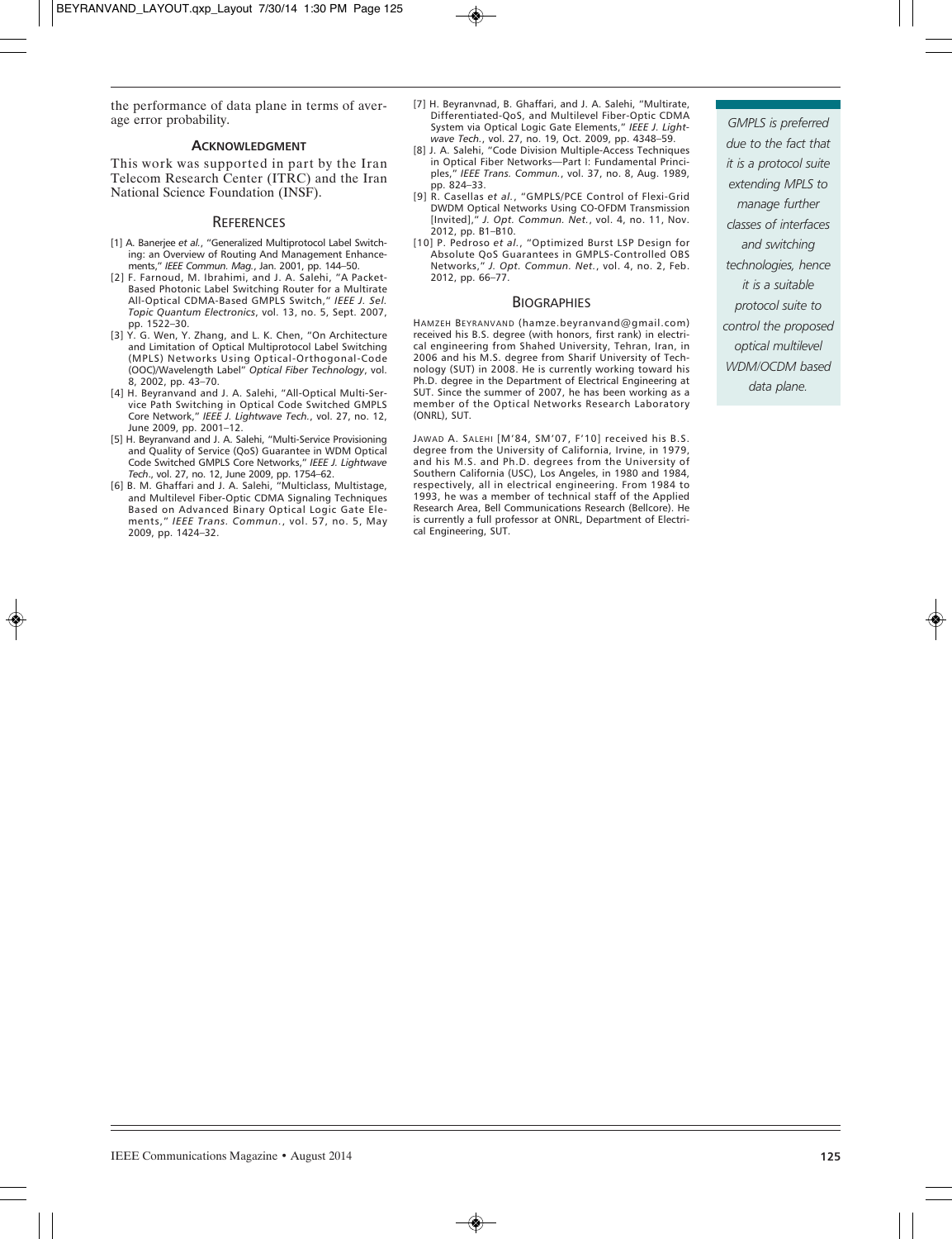the performance of data plane in terms of average error probability.

## Acknowledgment

This work was supported in part by the Iran Telecom Research Center (ITRC) and the Iran National Science Foundation (INSF).

## References

[1] A. Banerjee *et al.*, "Generalized Multiprotocol Label Switching: an Overview of Routing And Management Enhancements," *IEEE Commun. Mag.*, Jan. 2001, pp. 144–50.

[2] F. Farnoud, M. Ibrahimi, and J. A. Salehi, "A Packet-Based Photonic Label Switching Router for a Multirate All-Optical CDMA-Based GMPLS Switch," *IEEE J. Sel. Topic Quantum Electronics*, vol. 13, no. 5, Sept. 2007, pp. 1522–30.

[3] Y. G. Wen, Y. Zhang, and L. K. Chen, "On Architecture and Limitation of Optical Multiprotocol Label Switching (MPLS) Networks Using Optical-Orthogonal-Code (OOC)/Wavelength Label" *Optical Fiber Technology*, vol. 8, 2002, pp. 43–70.

[4] H. Beyranvand and J. A. Salehi, "All-Optical Multi-Service Path Switching in Optical Code Switched GMPLS Core Network," *IEEE J. Lightwave Tech.*, vol. 27, no. 12, June 2009, pp. 2001–12.

[5] H. Beyranvand and J. A. Salehi, "Multi-Service Provisioning and Quality of Service (QoS) Guarantee in WDM Optical Code Switched GMPLS Core Networks," *IEEE J. Lightwave Tech.*, vol. 27, no. 12, June 2009, pp. 1754–62.

[6] B. M. Ghaffari and J. A. Salehi, "Multiclass, Multistage, and Multilevel Fiber-Optic CDMA Signaling Techniques Based on Advanced Binary Optical Logic Gate Elements," *IEEE Trans. Commun.*, vol. 57, no. 5, May 2009, pp. 1424–32.

[7] H. Beyranvnad, B. Ghaffari, and J. A. Salehi, "Multirate, Differentiated-QoS, and Multilevel Fiber-Optic CDMA System via Optical Logic Gate Elements," *IEEE J. Lightwave Tech.*, vol. 27, no. 19, Oct. 2009, pp. 4348–59.

[8] J. A. Salehi, "Code Division Multiple-Access Techniques in Optical Fiber Networks—Part I: Fundamental Principles," *IEEE Trans. Commun.*, vol. 37, no. 8, Aug. 1989, pp. 824–33.

[9] R. Casellas *et al.*, "GMPLS/PCE Control of Flexi-Grid DWDM Optical Networks Using CO-OFDM Transmission [Invited]," *J. Opt. Commun. Net.*, vol. 4, no. 11, Nov. 2012, pp. B1–B10.

[10] P. Pedroso *et al.*, "Optimized Burst LSP Design for Absolute QoS Guarantees in GMPLS-Controlled OBS Networks," *J. Opt. Commun. Net.*, vol. 4, no. 2, Feb. 2012, pp. 66–77.

## Biographies

Hamzeh Beyranvand (hamze.beyranvand@gmail.com) received his B.S. degree (with honors, first rank) in electrical engineering from Shahed University, Tehran, Iran, in 2006 and his M.S. degree from Sharif University of Technology (SUT) in 2008. He is currently working toward his Ph.D. degree in the Department of Electrical Engineering at SUT. Since the summer of 2007, he has been working as a member of the Optical Networks Research Laboratory (ONRL), SUT.

Jawad A. Salehi [M'84, SM'07, F'10] received his B.S. degree from the University of California, Irvine, in 1979, and his M.S. and Ph.D. degrees from the University of Southern California (USC), Los Angeles, in 1980 and 1984, respectively, all in electrical engineering. From 1984 to 1993, he was a member of technical staff of the Applied Research Area, Bell Communications Research (Bellcore). He is currently a full professor at ONRL, Department of Electrical Engineering, SUT.

*GMPLS is preferred due to the fact that it is a protocol suite extending MPLS to manage further classes of interfaces and switching technologies, hence it is a suitable protocol suite to control the proposed optical multilevel WDM/OCDM based data plane.*